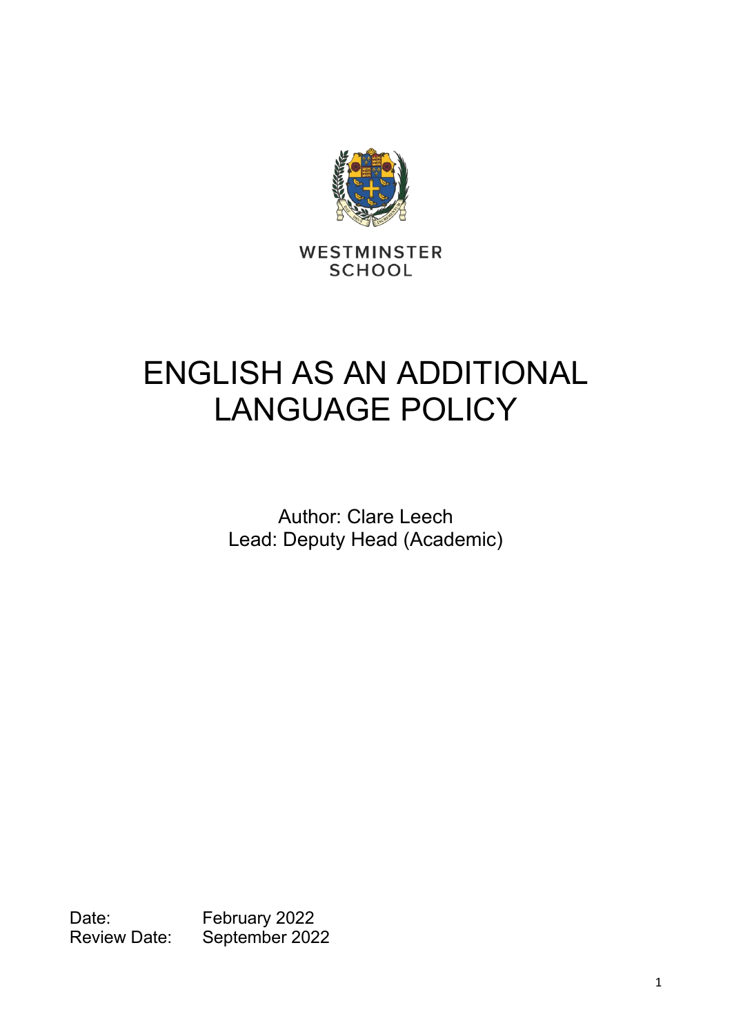WESTMINSTER SCHOOL

# ENGLISH AS AN ADDITIONAL LANGUAGE POLICY

Author: Clare Leech
Lead: Deputy Head (Academic)

Date: February 2022
Review Date: September 2022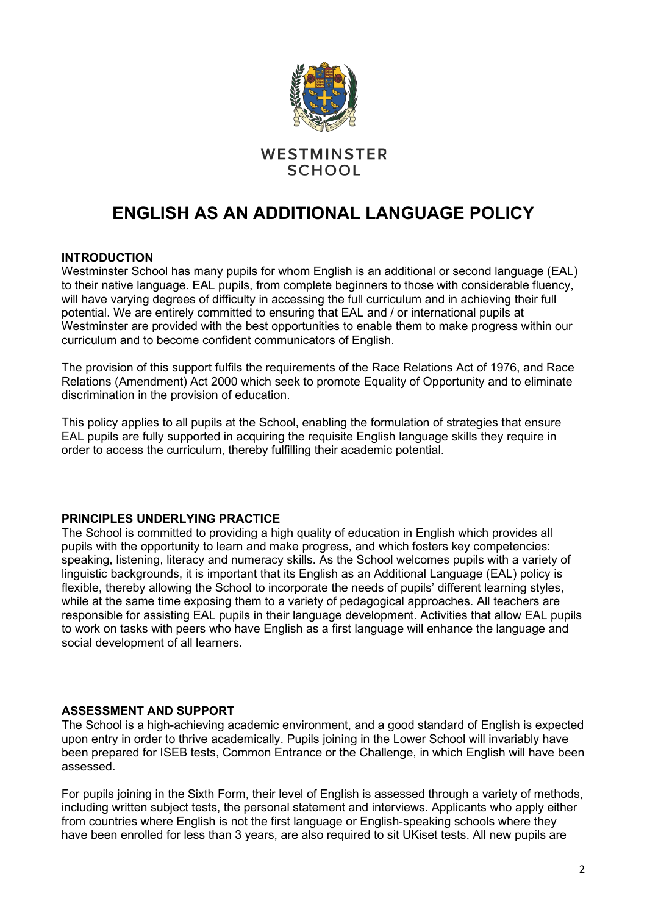WESTMINSTER SCHOOL

# ENGLISH AS AN ADDITIONAL LANGUAGE POLICY

## INTRODUCTION

Westminster School has many pupils for whom English is an additional or second language (EAL) to their native language. EAL pupils, from complete beginners to those with considerable fluency, will have varying degrees of difficulty in accessing the full curriculum and in achieving their full potential. We are entirely committed to ensuring that EAL and / or international pupils at Westminster are provided with the best opportunities to enable them to make progress within our curriculum and to become confident communicators of English.

The provision of this support fulfils the requirements of the Race Relations Act of 1976, and Race Relations (Amendment) Act 2000 which seek to promote Equality of Opportunity and to eliminate discrimination in the provision of education.

This policy applies to all pupils at the School, enabling the formulation of strategies that ensure EAL pupils are fully supported in acquiring the requisite English language skills they require in order to access the curriculum, thereby fulfilling their academic potential.

## PRINCIPLES UNDERLYING PRACTICE

The School is committed to providing a high quality of education in English which provides all pupils with the opportunity to learn and make progress, and which fosters key competencies: speaking, listening, literacy and numeracy skills. As the School welcomes pupils with a variety of linguistic backgrounds, it is important that its English as an Additional Language (EAL) policy is flexible, thereby allowing the School to incorporate the needs of pupils' different learning styles, while at the same time exposing them to a variety of pedagogical approaches. All teachers are responsible for assisting EAL pupils in their language development. Activities that allow EAL pupils to work on tasks with peers who have English as a first language will enhance the language and social development of all learners.

## ASSESSMENT AND SUPPORT

The School is a high-achieving academic environment, and a good standard of English is expected upon entry in order to thrive academically. Pupils joining in the Lower School will invariably have been prepared for ISEB tests, Common Entrance or the Challenge, in which English will have been assessed.

For pupils joining in the Sixth Form, their level of English is assessed through a variety of methods, including written subject tests, the personal statement and interviews. Applicants who apply either from countries where English is not the first language or English-speaking schools where they have been enrolled for less than 3 years, are also required to sit UKiset tests. All new pupils are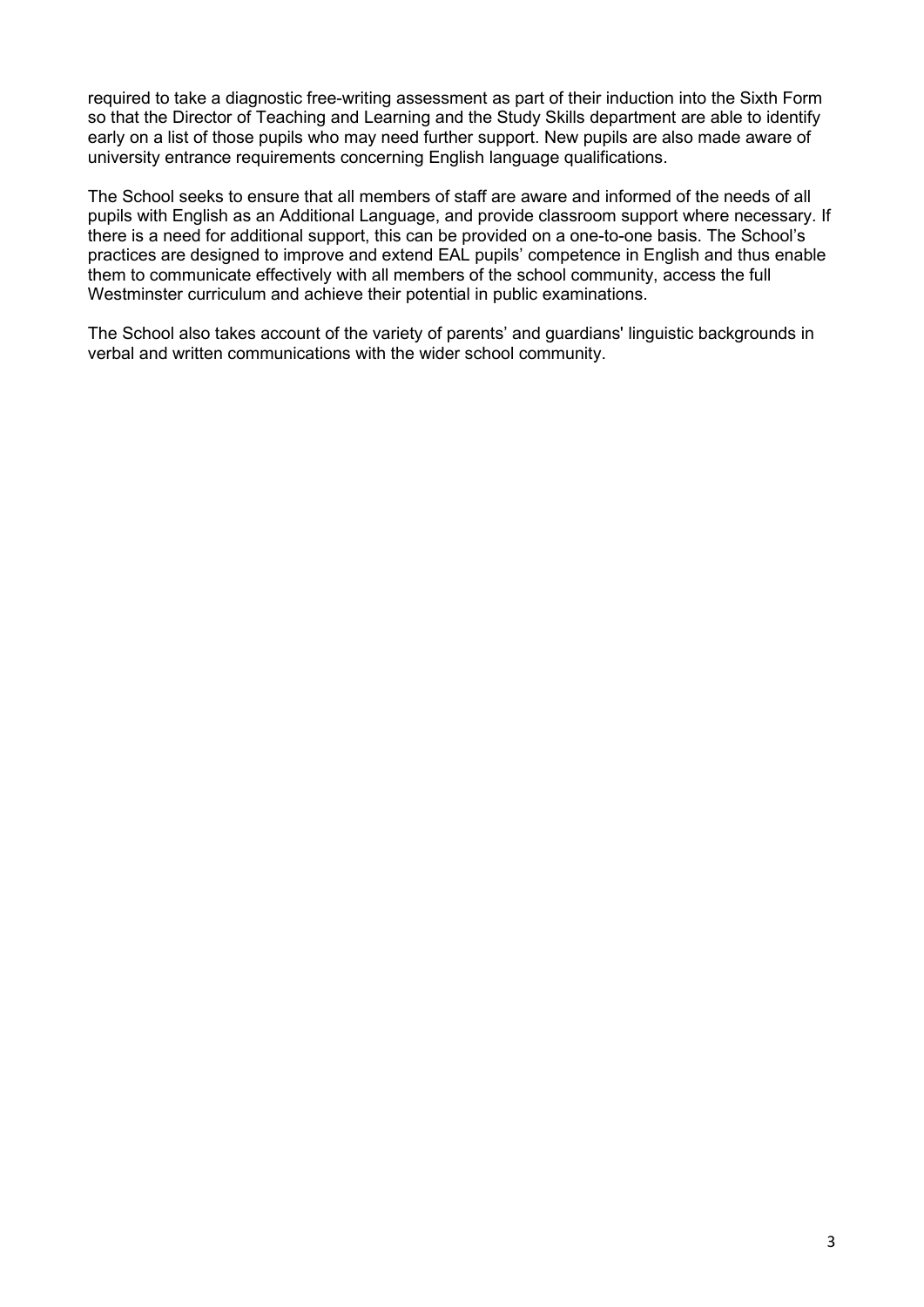required to take a diagnostic free-writing assessment as part of their induction into the Sixth Form so that the Director of Teaching and Learning and the Study Skills department are able to identify early on a list of those pupils who may need further support. New pupils are also made aware of university entrance requirements concerning English language qualifications.

The School seeks to ensure that all members of staff are aware and informed of the needs of all pupils with English as an Additional Language, and provide classroom support where necessary. If there is a need for additional support, this can be provided on a one-to-one basis. The School's practices are designed to improve and extend EAL pupils' competence in English and thus enable them to communicate effectively with all members of the school community, access the full Westminster curriculum and achieve their potential in public examinations.

The School also takes account of the variety of parents' and guardians' linguistic backgrounds in verbal and written communications with the wider school community.